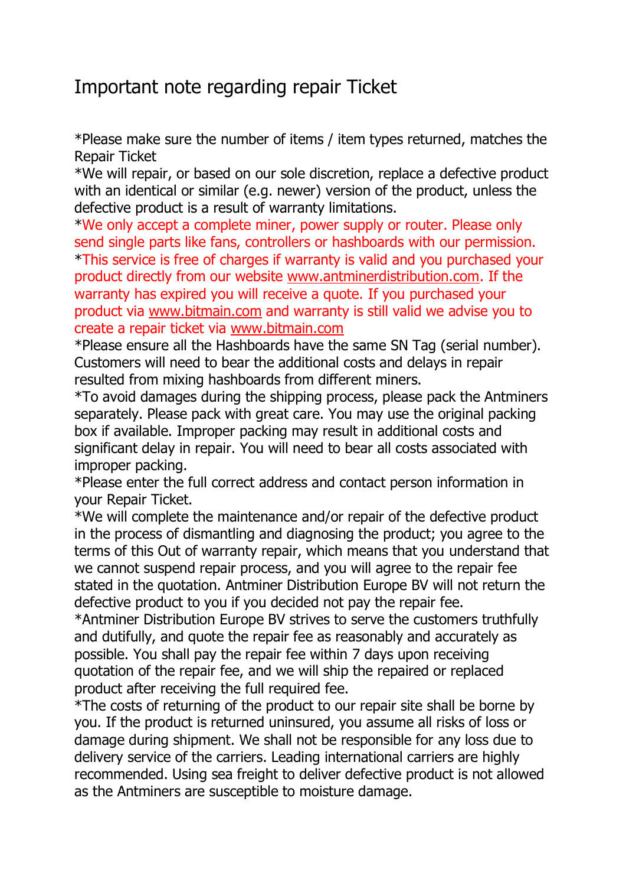# Important note regarding repair Ticket

*Please make sure the number of items / item types returned, matches the Repair Ticket

*We will repair, or based on our sole discretion, replace a defective product with an identical or similar (e.g. newer) version of the product, unless the defective product is a result of warranty limitations.

*We only accept a complete miner, power supply or router. Please only send single parts like fans, controllers or hashboards with our permission.

*This service is free of charges if warranty is valid and you purchased your product directly from our website www.antminerdistribution.com. If the warranty has expired you will receive a quote. If you purchased your product via www.bitmain.com and warranty is still valid we advise you to create a repair ticket via www.bitmain.com

*Please ensure all the Hashboards have the same SN Tag (serial number). Customers will need to bear the additional costs and delays in repair resulted from mixing hashboards from different miners.

*To avoid damages during the shipping process, please pack the Antminers separately. Please pack with great care. You may use the original packing box if available. Improper packing may result in additional costs and significant delay in repair. You will need to bear all costs associated with improper packing.

*Please enter the full correct address and contact person information in your Repair Ticket.

*We will complete the maintenance and/or repair of the defective product in the process of dismantling and diagnosing the product; you agree to the terms of this Out of warranty repair, which means that you understand that we cannot suspend repair process, and you will agree to the repair fee stated in the quotation. Antminer Distribution Europe BV will not return the defective product to you if you decided not pay the repair fee.

*Antminer Distribution Europe BV strives to serve the customers truthfully and dutifully, and quote the repair fee as reasonably and accurately as possible. You shall pay the repair fee within 7 days upon receiving quotation of the repair fee, and we will ship the repaired or replaced product after receiving the full required fee.

*The costs of returning of the product to our repair site shall be borne by you. If the product is returned uninsured, you assume all risks of loss or damage during shipment. We shall not be responsible for any loss due to delivery service of the carriers. Leading international carriers are highly recommended. Using sea freight to deliver defective product is not allowed as the Antminers are susceptible to moisture damage.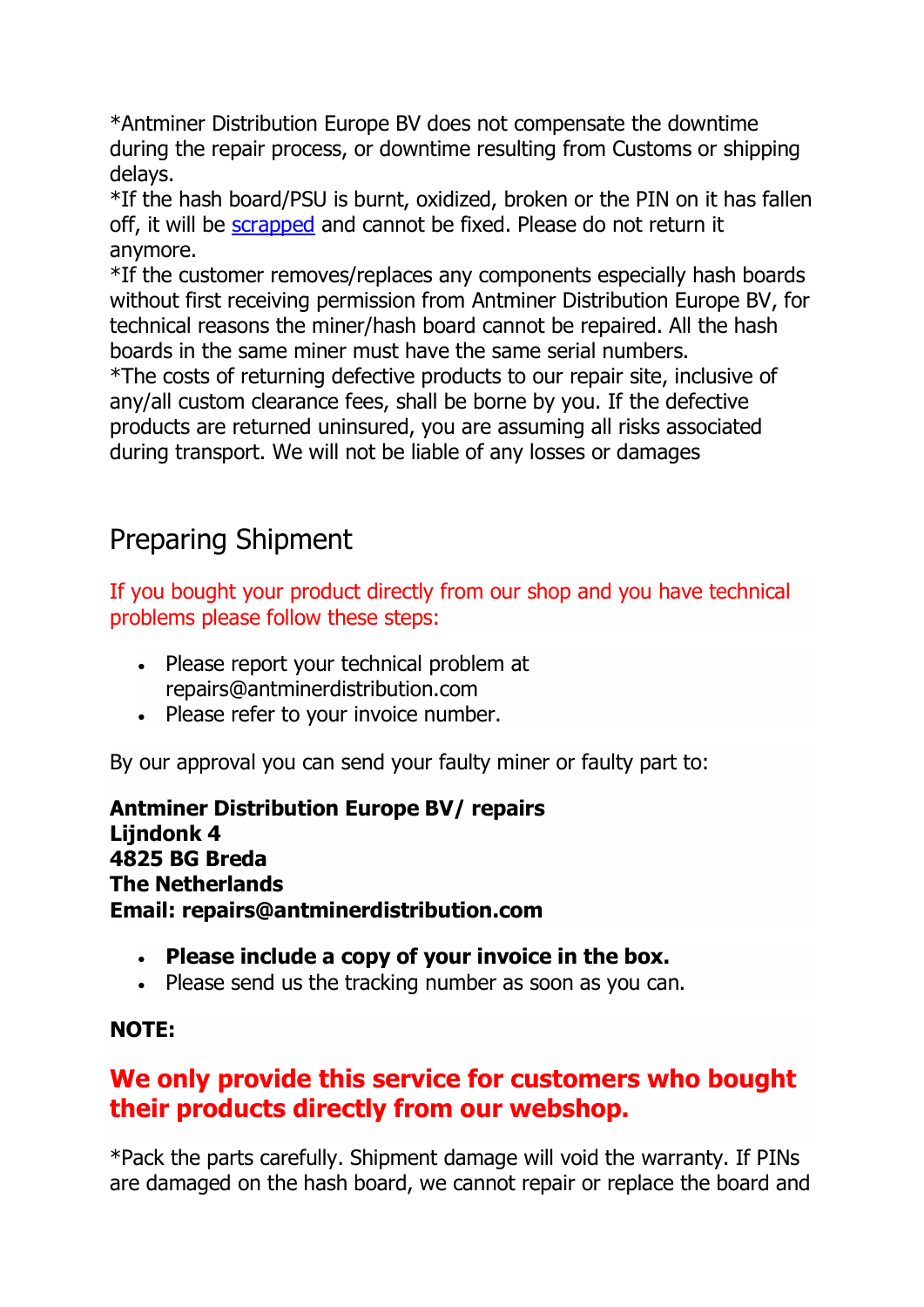*Antminer Distribution Europe BV does not compensate the downtime during the repair process, or downtime resulting from Customs or shipping delays.
*If the hash board/PSU is burnt, oxidized, broken or the PIN on it has fallen off, it will be scrapped and cannot be fixed. Please do not return it anymore.
*If the customer removes/replaces any components especially hash boards without first receiving permission from Antminer Distribution Europe BV, for technical reasons the miner/hash board cannot be repaired. All the hash boards in the same miner must have the same serial numbers.
*The costs of returning defective products to our repair site, inclusive of any/all custom clearance fees, shall be borne by you. If the defective products are returned uninsured, you are assuming all risks associated during transport. We will not be liable of any losses or damages

## Preparing Shipment

If you bought your product directly from our shop and you have technical problems please follow these steps:

- Please report your technical problem at repairs@antminerdistribution.com
- Please refer to your invoice number.

By our approval you can send your faulty miner or faulty part to:

**Antminer Distribution Europe BV/ repairs**
**Lijndonk 4**
**4825 BG Breda**
**The Netherlands**
**Email: repairs@antminerdistribution.com**

- **Please include a copy of your invoice in the box.**
- Please send us the tracking number as soon as you can.

**NOTE:**

### **We only provide this service for customers who bought their products directly from our webshop.**

*Pack the parts carefully. Shipment damage will void the warranty. If PINs are damaged on the hash board, we cannot repair or replace the board and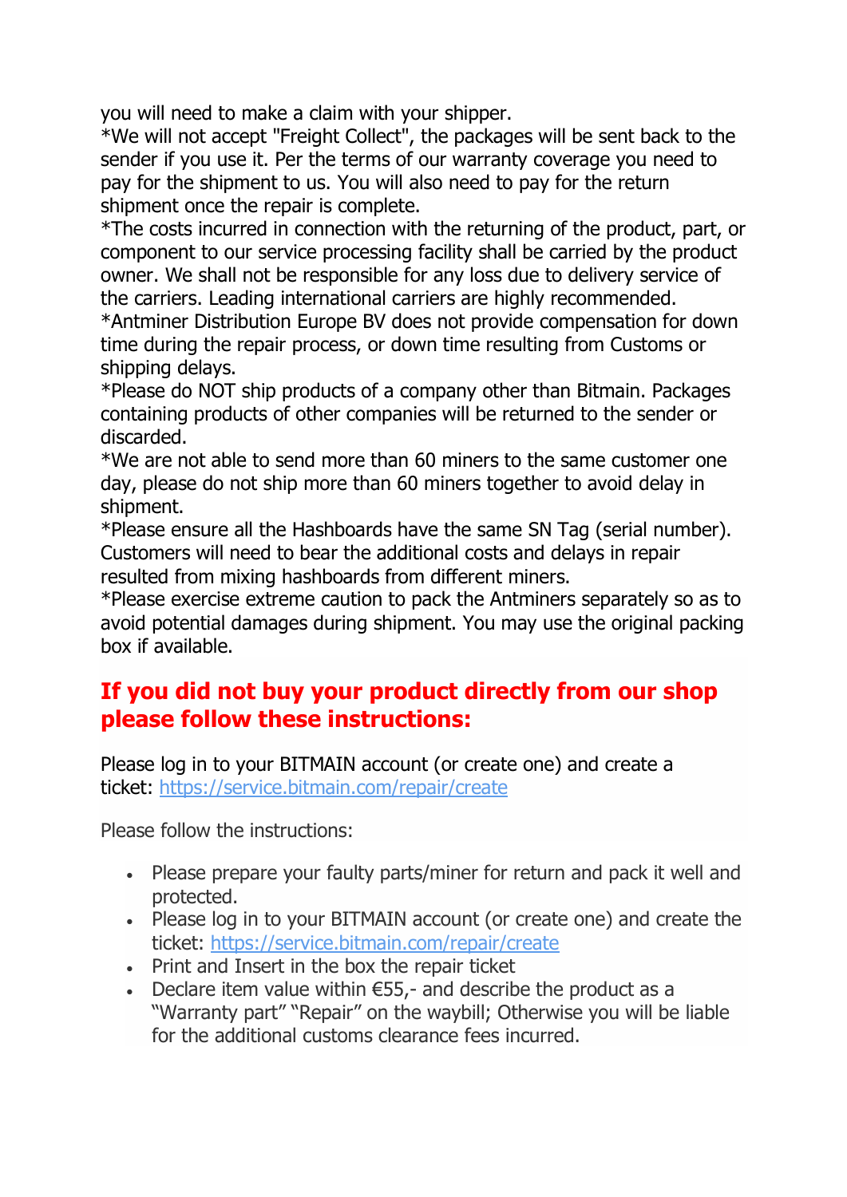you will need to make a claim with your shipper.
*We will not accept "Freight Collect", the packages will be sent back to the sender if you use it. Per the terms of our warranty coverage you need to pay for the shipment to us. You will also need to pay for the return shipment once the repair is complete.
*The costs incurred in connection with the returning of the product, part, or component to our service processing facility shall be carried by the product owner. We shall not be responsible for any loss due to delivery service of the carriers. Leading international carriers are highly recommended.
*Antminer Distribution Europe BV does not provide compensation for down time during the repair process, or down time resulting from Customs or shipping delays.
*Please do NOT ship products of a company other than Bitmain. Packages containing products of other companies will be returned to the sender or discarded.
*We are not able to send more than 60 miners to the same customer one day, please do not ship more than 60 miners together to avoid delay in shipment.
*Please ensure all the Hashboards have the same SN Tag (serial number). Customers will need to bear the additional costs and delays in repair resulted from mixing hashboards from different miners.
*Please exercise extreme caution to pack the Antminers separately so as to avoid potential damages during shipment. You may use the original packing box if available.

## If you did not buy your product directly from our shop please follow these instructions:

Please log in to your BITMAIN account (or create one) and create a ticket: [https://service.bitmain.com/repair/create](https://service.bitmain.com/repair/create)

Please follow the instructions:

- Please prepare your faulty parts/miner for return and pack it well and protected.
- Please log in to your BITMAIN account (or create one) and create the ticket: [https://service.bitmain.com/repair/create](https://service.bitmain.com/repair/create)
- Print and Insert in the box the repair ticket
- Declare item value within €55,- and describe the product as a "Warranty part" "Repair" on the waybill; Otherwise you will be liable for the additional customs clearance fees incurred.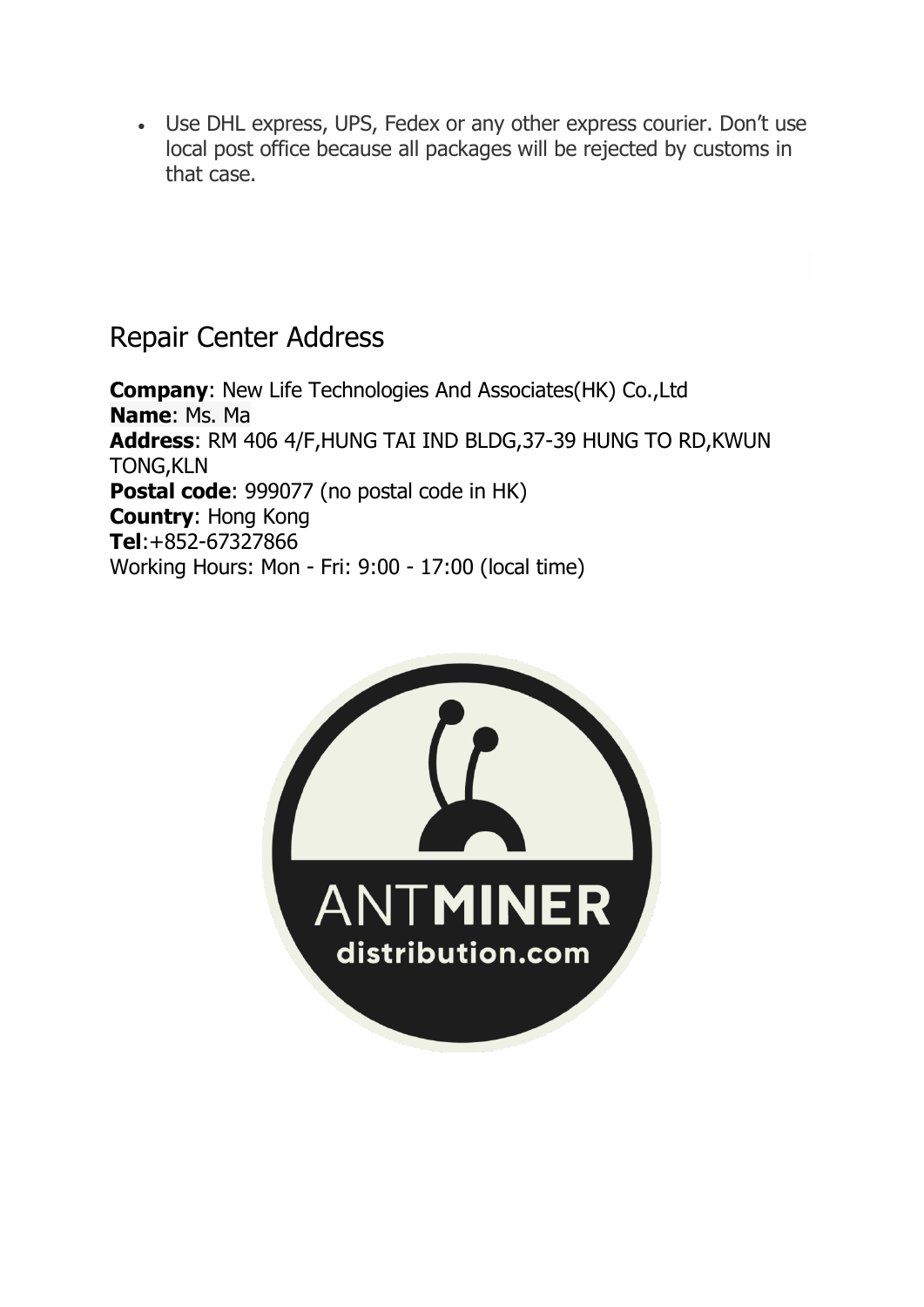- Use DHL express, UPS, Fedex or any other express courier. Don't use local post office because all packages will be rejected by customs in that case.

## Repair Center Address

**Company**: New Life Technologies And Associates(HK) Co.,Ltd
**Name**: Ms. Ma
**Address**: RM 406 4/F,HUNG TAI IND BLDG,37-39 HUNG TO RD,KWUN TONG,KLN
**Postal code**: 999077 (no postal code in HK)
**Country**: Hong Kong
**Tel**:+852-67327866
Working Hours: Mon - Fri: 9:00 - 17:00 (local time)

ANTMINER
distribution.com